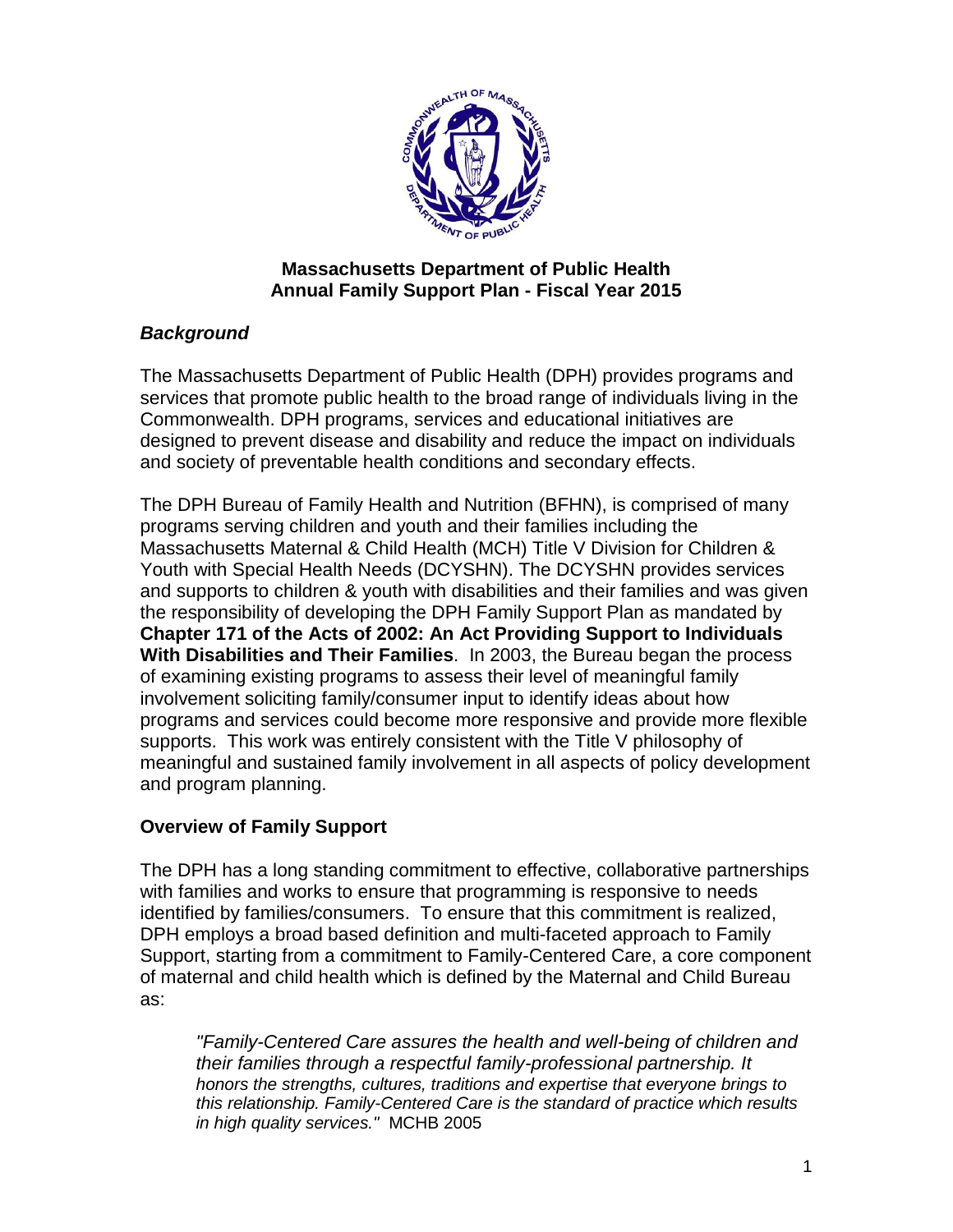# Massachusetts Department of Public Health
# Annual Family Support Plan - Fiscal Year 2015

## *Background*

The Massachusetts Department of Public Health (DPH) provides programs and services that promote public health to the broad range of individuals living in the Commonwealth. DPH programs, services and educational initiatives are designed to prevent disease and disability and reduce the impact on individuals and society of preventable health conditions and secondary effects.

The DPH Bureau of Family Health and Nutrition (BFHN), is comprised of many programs serving children and youth and their families including the Massachusetts Maternal & Child Health (MCH) Title V Division for Children & Youth with Special Health Needs (DCYSHN). The DCYSHN provides services and supports to children & youth with disabilities and their families and was given the responsibility of developing the DPH Family Support Plan as mandated by **Chapter 171 of the Acts of 2002: An Act Providing Support to Individuals With Disabilities and Their Families**. In 2003, the Bureau began the process of examining existing programs to assess their level of meaningful family involvement soliciting family/consumer input to identify ideas about how programs and services could become more responsive and provide more flexible supports. This work was entirely consistent with the Title V philosophy of meaningful and sustained family involvement in all aspects of policy development and program planning.

## Overview of Family Support

The DPH has a long standing commitment to effective, collaborative partnerships with families and works to ensure that programming is responsive to needs identified by families/consumers. To ensure that this commitment is realized, DPH employs a broad based definition and multi-faceted approach to Family Support, starting from a commitment to Family-Centered Care, a core component of maternal and child health which is defined by the Maternal and Child Bureau as:

> *"Family-Centered Care assures the health and well-being of children and their families through a respectful family-professional partnership. It honors the strengths, cultures, traditions and expertise that everyone brings to this relationship. Family-Centered Care is the standard of practice which results in high quality services."* MCHB 2005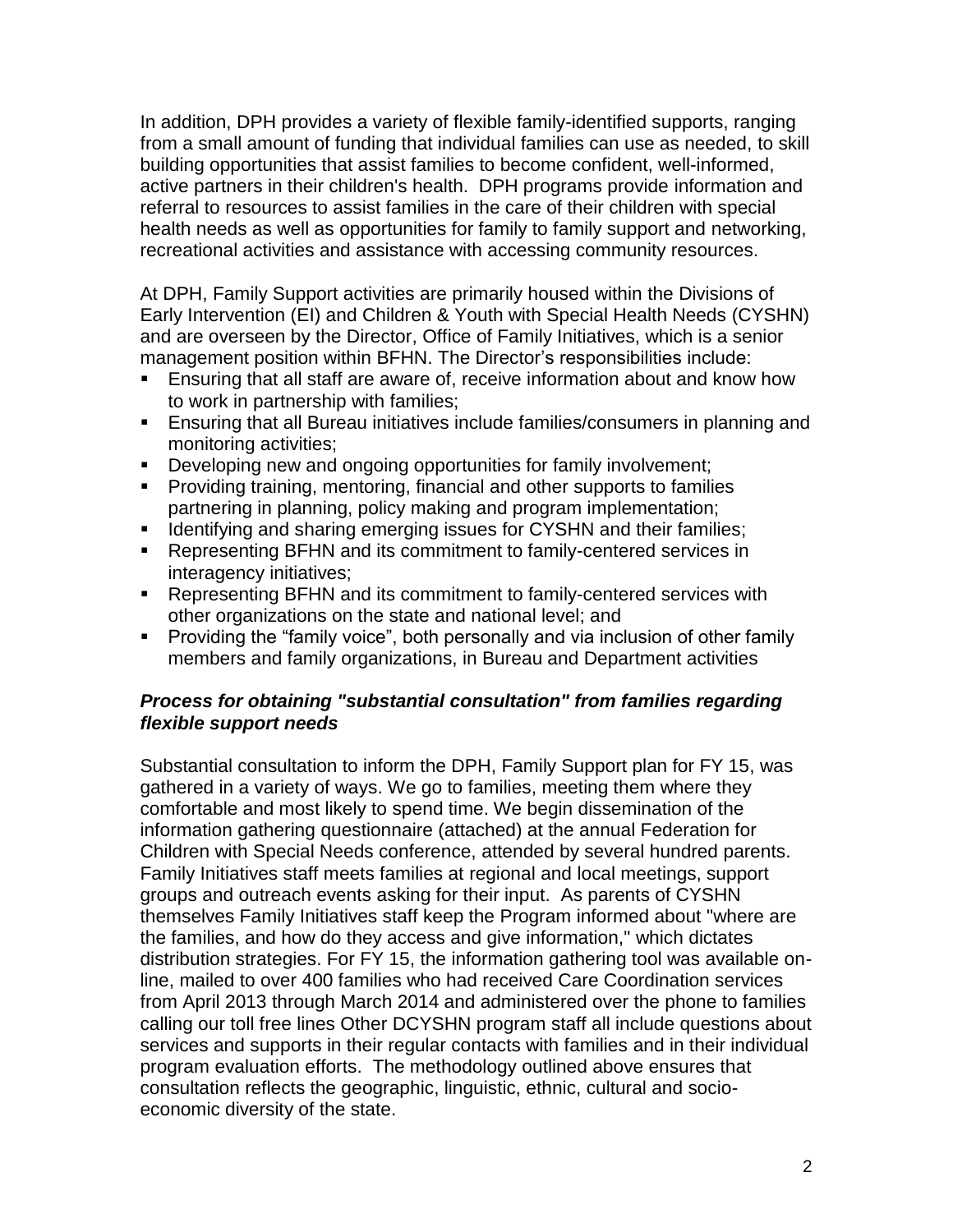In addition, DPH provides a variety of flexible family-identified supports, ranging from a small amount of funding that individual families can use as needed, to skill building opportunities that assist families to become confident, well-informed, active partners in their children's health. DPH programs provide information and referral to resources to assist families in the care of their children with special health needs as well as opportunities for family to family support and networking, recreational activities and assistance with accessing community resources.

At DPH, Family Support activities are primarily housed within the Divisions of Early Intervention (EI) and Children & Youth with Special Health Needs (CYSHN) and are overseen by the Director, Office of Family Initiatives, which is a senior management position within BFHN. The Director's responsibilities include:

- Ensuring that all staff are aware of, receive information about and know how to work in partnership with families;
- Ensuring that all Bureau initiatives include families/consumers in planning and monitoring activities;
- Developing new and ongoing opportunities for family involvement;
- Providing training, mentoring, financial and other supports to families partnering in planning, policy making and program implementation;
- Identifying and sharing emerging issues for CYSHN and their families;
- Representing BFHN and its commitment to family-centered services in interagency initiatives;
- Representing BFHN and its commitment to family-centered services with other organizations on the state and national level; and
- Providing the "family voice", both personally and via inclusion of other family members and family organizations, in Bureau and Department activities

### *Process for obtaining "substantial consultation" from families regarding flexible support needs*

Substantial consultation to inform the DPH, Family Support plan for FY 15, was gathered in a variety of ways. We go to families, meeting them where they comfortable and most likely to spend time. We begin dissemination of the information gathering questionnaire (attached) at the annual Federation for Children with Special Needs conference, attended by several hundred parents. Family Initiatives staff meets families at regional and local meetings, support groups and outreach events asking for their input. As parents of CYSHN themselves Family Initiatives staff keep the Program informed about "where are the families, and how do they access and give information," which dictates distribution strategies. For FY 15, the information gathering tool was available on-line, mailed to over 400 families who had received Care Coordination services from April 2013 through March 2014 and administered over the phone to families calling our toll free lines Other DCYSHN program staff all include questions about services and supports in their regular contacts with families and in their individual program evaluation efforts. The methodology outlined above ensures that consultation reflects the geographic, linguistic, ethnic, cultural and socio-economic diversity of the state.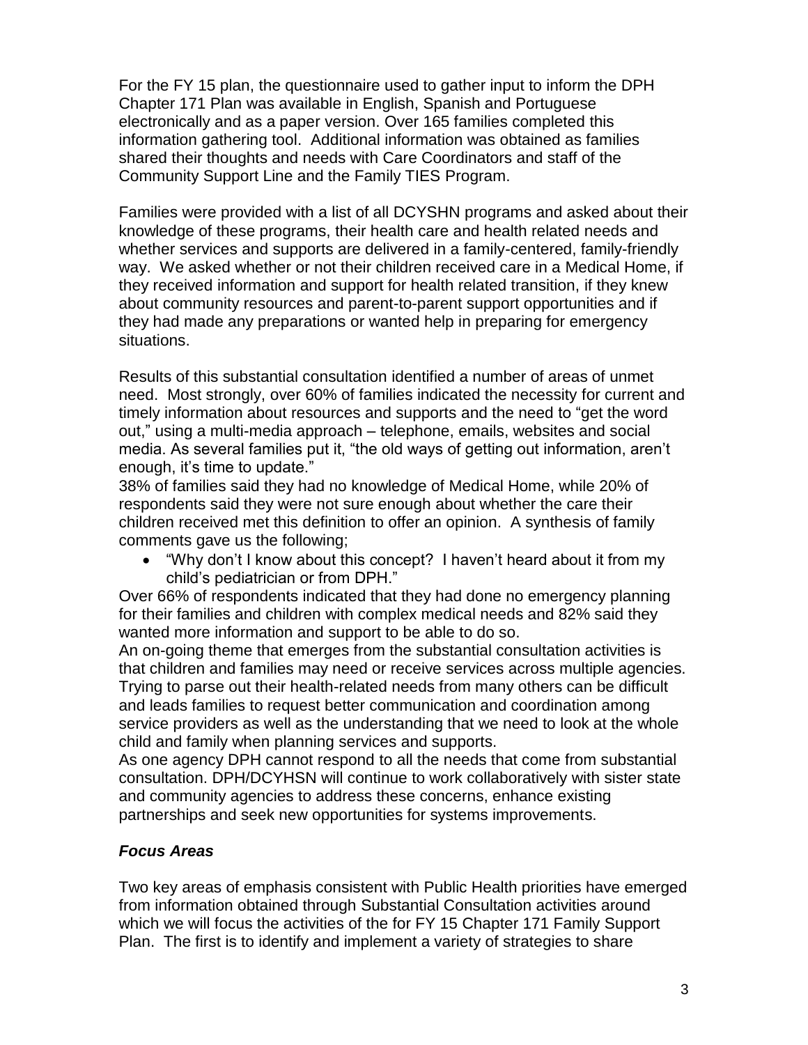For the FY 15 plan, the questionnaire used to gather input to inform the DPH Chapter 171 Plan was available in English, Spanish and Portuguese electronically and as a paper version. Over 165 families completed this information gathering tool. Additional information was obtained as families shared their thoughts and needs with Care Coordinators and staff of the Community Support Line and the Family TIES Program.

Families were provided with a list of all DCYSHN programs and asked about their knowledge of these programs, their health care and health related needs and whether services and supports are delivered in a family-centered, family-friendly way. We asked whether or not their children received care in a Medical Home, if they received information and support for health related transition, if they knew about community resources and parent-to-parent support opportunities and if they had made any preparations or wanted help in preparing for emergency situations.

Results of this substantial consultation identified a number of areas of unmet need. Most strongly, over 60% of families indicated the necessity for current and timely information about resources and supports and the need to "get the word out," using a multi-media approach – telephone, emails, websites and social media. As several families put it, "the old ways of getting out information, aren't enough, it's time to update."

38% of families said they had no knowledge of Medical Home, while 20% of respondents said they were not sure enough about whether the care their children received met this definition to offer an opinion. A synthesis of family comments gave us the following;

- "Why don't I know about this concept? I haven't heard about it from my child's pediatrician or from DPH."

Over 66% of respondents indicated that they had done no emergency planning for their families and children with complex medical needs and 82% said they wanted more information and support to be able to do so.

An on-going theme that emerges from the substantial consultation activities is that children and families may need or receive services across multiple agencies. Trying to parse out their health-related needs from many others can be difficult and leads families to request better communication and coordination among service providers as well as the understanding that we need to look at the whole child and family when planning services and supports.

As one agency DPH cannot respond to all the needs that come from substantial consultation. DPH/DCYHSN will continue to work collaboratively with sister state and community agencies to address these concerns, enhance existing partnerships and seek new opportunities for systems improvements.

### *Focus Areas*

Two key areas of emphasis consistent with Public Health priorities have emerged from information obtained through Substantial Consultation activities around which we will focus the activities of the for FY 15 Chapter 171 Family Support Plan. The first is to identify and implement a variety of strategies to share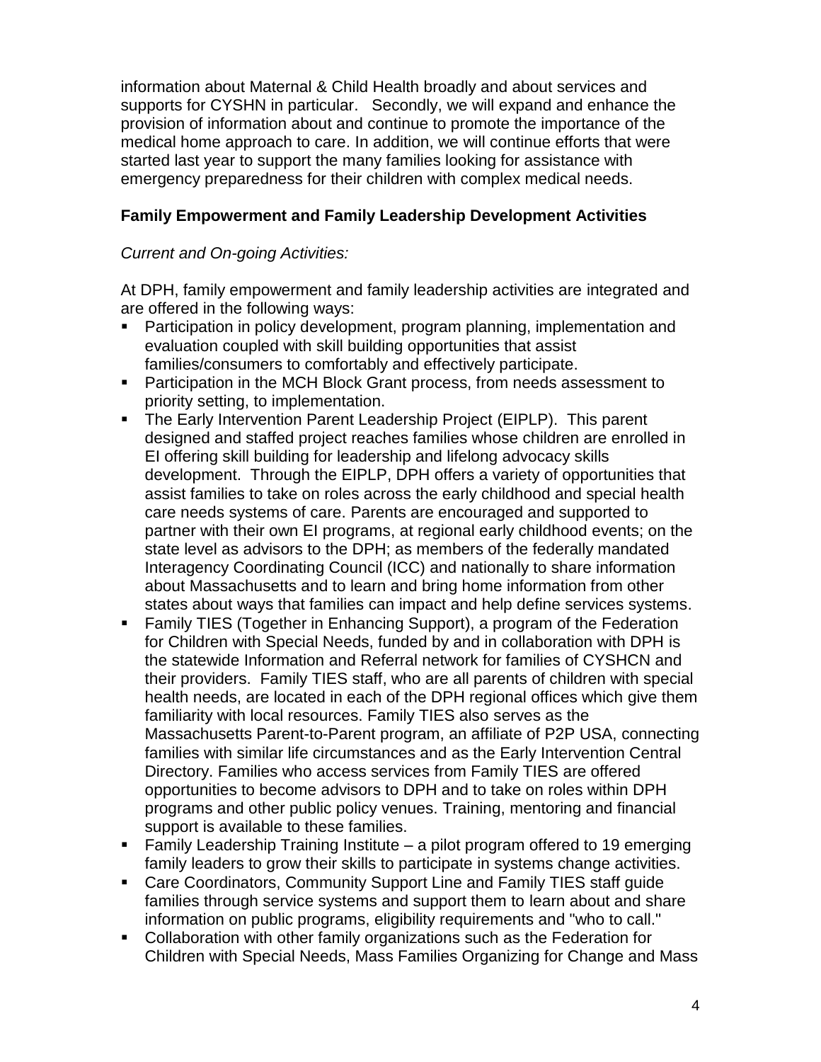information about Maternal & Child Health broadly and about services and supports for CYSHN in particular. Secondly, we will expand and enhance the provision of information about and continue to promote the importance of the medical home approach to care. In addition, we will continue efforts that were started last year to support the many families looking for assistance with emergency preparedness for their children with complex medical needs.

**Family Empowerment and Family Leadership Development Activities**

*Current and On-going Activities:*

At DPH, family empowerment and family leadership activities are integrated and are offered in the following ways:

- Participation in policy development, program planning, implementation and evaluation coupled with skill building opportunities that assist families/consumers to comfortably and effectively participate.
- Participation in the MCH Block Grant process, from needs assessment to priority setting, to implementation.
- The Early Intervention Parent Leadership Project (EIPLP). This parent designed and staffed project reaches families whose children are enrolled in EI offering skill building for leadership and lifelong advocacy skills development. Through the EIPLP, DPH offers a variety of opportunities that assist families to take on roles across the early childhood and special health care needs systems of care. Parents are encouraged and supported to partner with their own EI programs, at regional early childhood events; on the state level as advisors to the DPH; as members of the federally mandated Interagency Coordinating Council (ICC) and nationally to share information about Massachusetts and to learn and bring home information from other states about ways that families can impact and help define services systems.
- Family TIES (Together in Enhancing Support), a program of the Federation for Children with Special Needs, funded by and in collaboration with DPH is the statewide Information and Referral network for families of CYSHCN and their providers. Family TIES staff, who are all parents of children with special health needs, are located in each of the DPH regional offices which give them familiarity with local resources. Family TIES also serves as the Massachusetts Parent-to-Parent program, an affiliate of P2P USA, connecting families with similar life circumstances and as the Early Intervention Central Directory. Families who access services from Family TIES are offered opportunities to become advisors to DPH and to take on roles within DPH programs and other public policy venues. Training, mentoring and financial support is available to these families.
- Family Leadership Training Institute – a pilot program offered to 19 emerging family leaders to grow their skills to participate in systems change activities.
- Care Coordinators, Community Support Line and Family TIES staff guide families through service systems and support them to learn about and share information on public programs, eligibility requirements and "who to call."
- Collaboration with other family organizations such as the Federation for Children with Special Needs, Mass Families Organizing for Change and Mass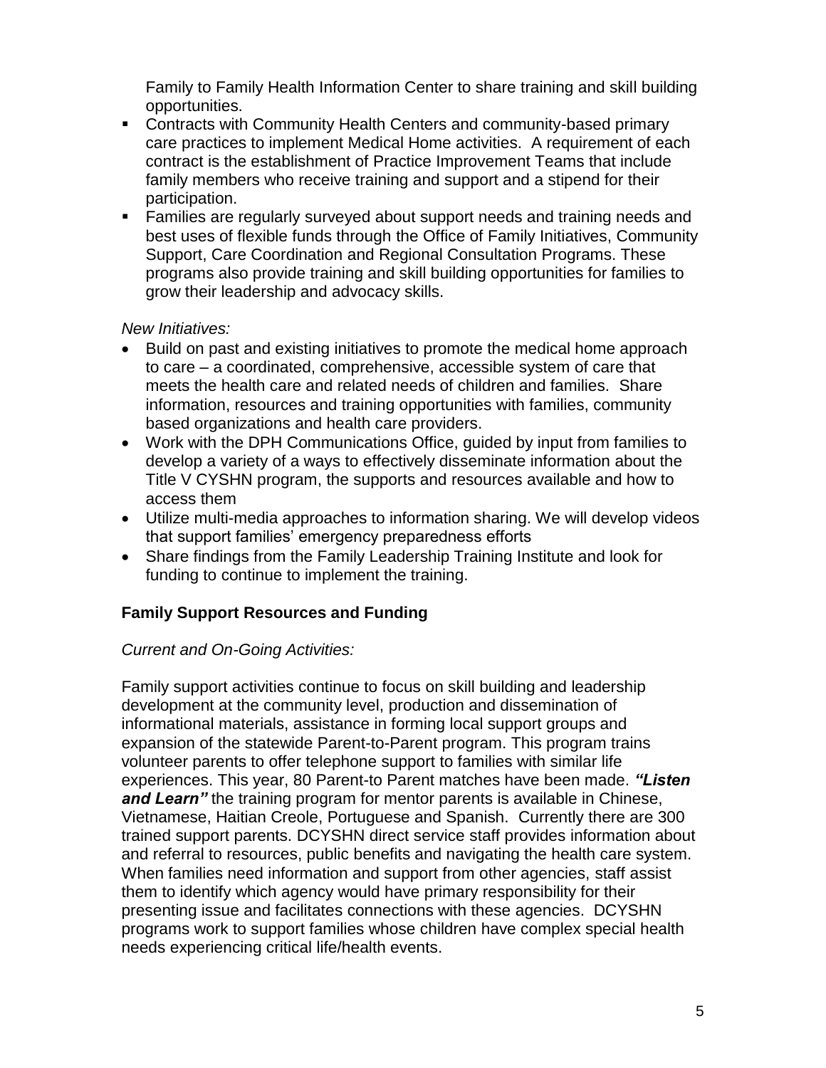Family to Family Health Information Center to share training and skill building opportunities.

- Contracts with Community Health Centers and community-based primary care practices to implement Medical Home activities. A requirement of each contract is the establishment of Practice Improvement Teams that include family members who receive training and support and a stipend for their participation.
- Families are regularly surveyed about support needs and training needs and best uses of flexible funds through the Office of Family Initiatives, Community Support, Care Coordination and Regional Consultation Programs. These programs also provide training and skill building opportunities for families to grow their leadership and advocacy skills.

*New Initiatives:*

- Build on past and existing initiatives to promote the medical home approach to care – a coordinated, comprehensive, accessible system of care that meets the health care and related needs of children and families. Share information, resources and training opportunities with families, community based organizations and health care providers.
- Work with the DPH Communications Office, guided by input from families to develop a variety of a ways to effectively disseminate information about the Title V CYSHN program, the supports and resources available and how to access them
- Utilize multi-media approaches to information sharing. We will develop videos that support families' emergency preparedness efforts
- Share findings from the Family Leadership Training Institute and look for funding to continue to implement the training.

**Family Support Resources and Funding**

*Current and On-Going Activities:*

Family support activities continue to focus on skill building and leadership development at the community level, production and dissemination of informational materials, assistance in forming local support groups and expansion of the statewide Parent-to-Parent program. This program trains volunteer parents to offer telephone support to families with similar life experiences. This year, 80 Parent-to Parent matches have been made. ***"Listen and Learn"*** the training program for mentor parents is available in Chinese, Vietnamese, Haitian Creole, Portuguese and Spanish. Currently there are 300 trained support parents. DCYSHN direct service staff provides information about and referral to resources, public benefits and navigating the health care system. When families need information and support from other agencies, staff assist them to identify which agency would have primary responsibility for their presenting issue and facilitates connections with these agencies. DCYSHN programs work to support families whose children have complex special health needs experiencing critical life/health events.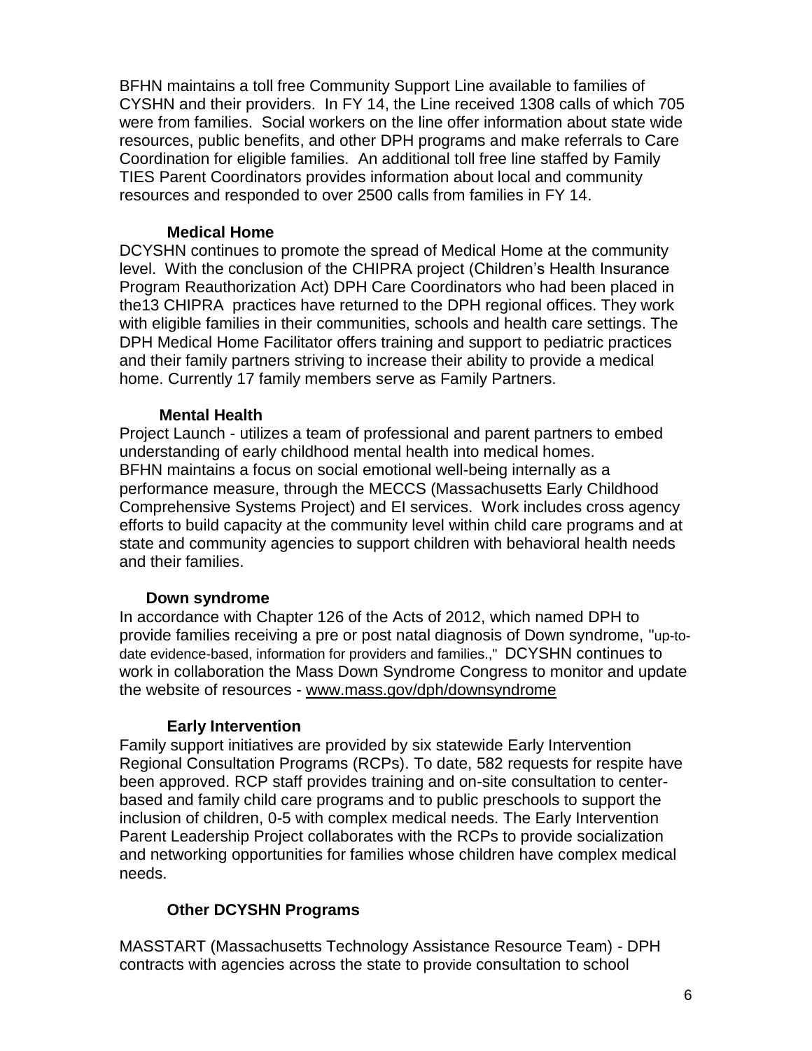BFHN maintains a toll free Community Support Line available to families of CYSHN and their providers. In FY 14, the Line received 1308 calls of which 705 were from families. Social workers on the line offer information about state wide resources, public benefits, and other DPH programs and make referrals to Care Coordination for eligible families. An additional toll free line staffed by Family TIES Parent Coordinators provides information about local and community resources and responded to over 2500 calls from families in FY 14.

**Medical Home**

DCYSHN continues to promote the spread of Medical Home at the community level. With the conclusion of the CHIPRA project (Children's Health Insurance Program Reauthorization Act) DPH Care Coordinators who had been placed in the13 CHIPRA practices have returned to the DPH regional offices. They work with eligible families in their communities, schools and health care settings. The DPH Medical Home Facilitator offers training and support to pediatric practices and their family partners striving to increase their ability to provide a medical home. Currently 17 family members serve as Family Partners.

**Mental Health**

Project Launch - utilizes a team of professional and parent partners to embed understanding of early childhood mental health into medical homes.
BFHN maintains a focus on social emotional well-being internally as a performance measure, through the MECCS (Massachusetts Early Childhood Comprehensive Systems Project) and EI services. Work includes cross agency efforts to build capacity at the community level within child care programs and at state and community agencies to support children with behavioral health needs and their families.

**Down syndrome**

In accordance with Chapter 126 of the Acts of 2012, which named DPH to provide families receiving a pre or post natal diagnosis of Down syndrome, "up-to-date evidence-based, information for providers and families.," DCYSHN continues to work in collaboration the Mass Down Syndrome Congress to monitor and update the website of resources - www.mass.gov/dph/downsyndrome

**Early Intervention**

Family support initiatives are provided by six statewide Early Intervention Regional Consultation Programs (RCPs). To date, 582 requests for respite have been approved. RCP staff provides training and on-site consultation to center-based and family child care programs and to public preschools to support the inclusion of children, 0-5 with complex medical needs. The Early Intervention Parent Leadership Project collaborates with the RCPs to provide socialization and networking opportunities for families whose children have complex medical needs.

**Other DCYSHN Programs**

MASSTART (Massachusetts Technology Assistance Resource Team) - DPH contracts with agencies across the state to provide consultation to school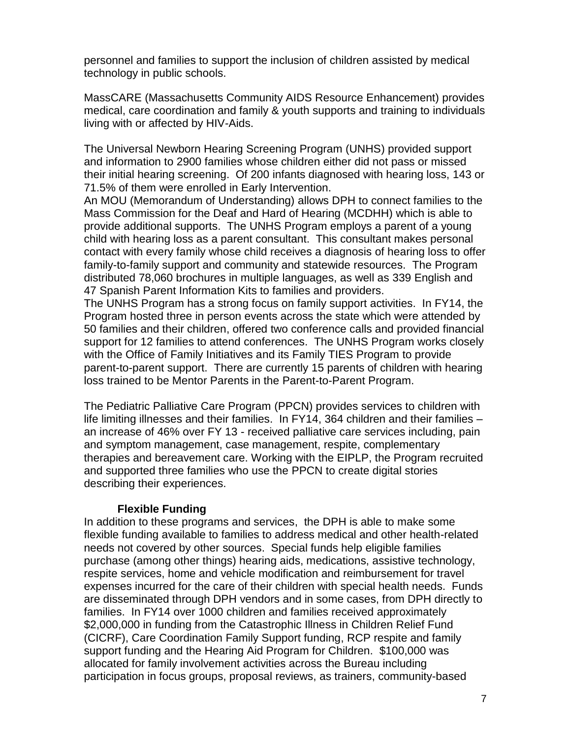personnel and families to support the inclusion of children assisted by medical technology in public schools.

MassCARE (Massachusetts Community AIDS Resource Enhancement) provides medical, care coordination and family & youth supports and training to individuals living with or affected by HIV-Aids.

The Universal Newborn Hearing Screening Program (UNHS) provided support and information to 2900 families whose children either did not pass or missed their initial hearing screening. Of 200 infants diagnosed with hearing loss, 143 or 71.5% of them were enrolled in Early Intervention.
An MOU (Memorandum of Understanding) allows DPH to connect families to the Mass Commission for the Deaf and Hard of Hearing (MCDHH) which is able to provide additional supports. The UNHS Program employs a parent of a young child with hearing loss as a parent consultant. This consultant makes personal contact with every family whose child receives a diagnosis of hearing loss to offer family-to-family support and community and statewide resources. The Program distributed 78,060 brochures in multiple languages, as well as 339 English and 47 Spanish Parent Information Kits to families and providers.
The UNHS Program has a strong focus on family support activities. In FY14, the Program hosted three in person events across the state which were attended by 50 families and their children, offered two conference calls and provided financial support for 12 families to attend conferences. The UNHS Program works closely with the Office of Family Initiatives and its Family TIES Program to provide parent-to-parent support. There are currently 15 parents of children with hearing loss trained to be Mentor Parents in the Parent-to-Parent Program.

The Pediatric Palliative Care Program (PPCN) provides services to children with life limiting illnesses and their families. In FY14, 364 children and their families – an increase of 46% over FY 13 - received palliative care services including, pain and symptom management, case management, respite, complementary therapies and bereavement care. Working with the EIPLP, the Program recruited and supported three families who use the PPCN to create digital stories describing their experiences.

**Flexible Funding**

In addition to these programs and services, the DPH is able to make some flexible funding available to families to address medical and other health-related needs not covered by other sources. Special funds help eligible families purchase (among other things) hearing aids, medications, assistive technology, respite services, home and vehicle modification and reimbursement for travel expenses incurred for the care of their children with special health needs. Funds are disseminated through DPH vendors and in some cases, from DPH directly to families. In FY14 over 1000 children and families received approximately $2,000,000 in funding from the Catastrophic Illness in Children Relief Fund (CICRF), Care Coordination Family Support funding, RCP respite and family support funding and the Hearing Aid Program for Children. $100,000 was allocated for family involvement activities across the Bureau including participation in focus groups, proposal reviews, as trainers, community-based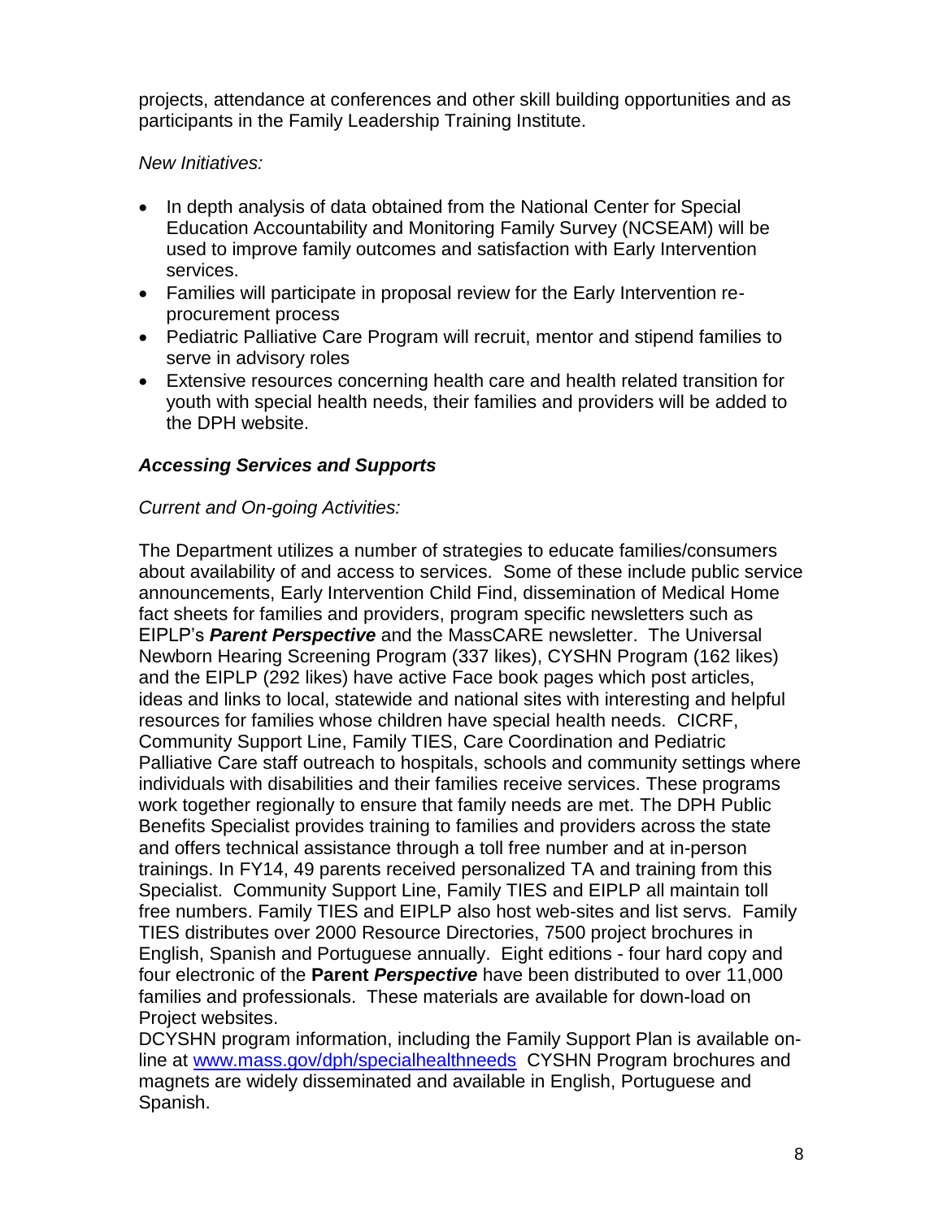projects, attendance at conferences and other skill building opportunities and as participants in the Family Leadership Training Institute.

*New Initiatives:*

- In depth analysis of data obtained from the National Center for Special Education Accountability and Monitoring Family Survey (NCSEAM) will be used to improve family outcomes and satisfaction with Early Intervention services.
- Families will participate in proposal review for the Early Intervention re-procurement process
- Pediatric Palliative Care Program will recruit, mentor and stipend families to serve in advisory roles
- Extensive resources concerning health care and health related transition for youth with special health needs, their families and providers will be added to the DPH website.

***Accessing Services and Supports***

*Current and On-going Activities:*

The Department utilizes a number of strategies to educate families/consumers about availability of and access to services. Some of these include public service announcements, Early Intervention Child Find, dissemination of Medical Home fact sheets for families and providers, program specific newsletters such as EIPLP's ***Parent Perspective*** and the MassCARE newsletter. The Universal Newborn Hearing Screening Program (337 likes), CYSHN Program (162 likes) and the EIPLP (292 likes) have active Face book pages which post articles, ideas and links to local, statewide and national sites with interesting and helpful resources for families whose children have special health needs. CICRF, Community Support Line, Family TIES, Care Coordination and Pediatric Palliative Care staff outreach to hospitals, schools and community settings where individuals with disabilities and their families receive services. These programs work together regionally to ensure that family needs are met. The DPH Public Benefits Specialist provides training to families and providers across the state and offers technical assistance through a toll free number and at in-person trainings. In FY14, 49 parents received personalized TA and training from this Specialist. Community Support Line, Family TIES and EIPLP all maintain toll free numbers. Family TIES and EIPLP also host web-sites and list servs. Family TIES distributes over 2000 Resource Directories, 7500 project brochures in English, Spanish and Portuguese annually. Eight editions - four hard copy and four electronic of the **Parent *Perspective*** have been distributed to over 11,000 families and professionals. These materials are available for down-load on Project websites.

DCYSHN program information, including the Family Support Plan is available on-line at [www.mass.gov/dph/specialhealthneeds](http://www.mass.gov/dph/specialhealthneeds) CYSHN Program brochures and magnets are widely disseminated and available in English, Portuguese and Spanish.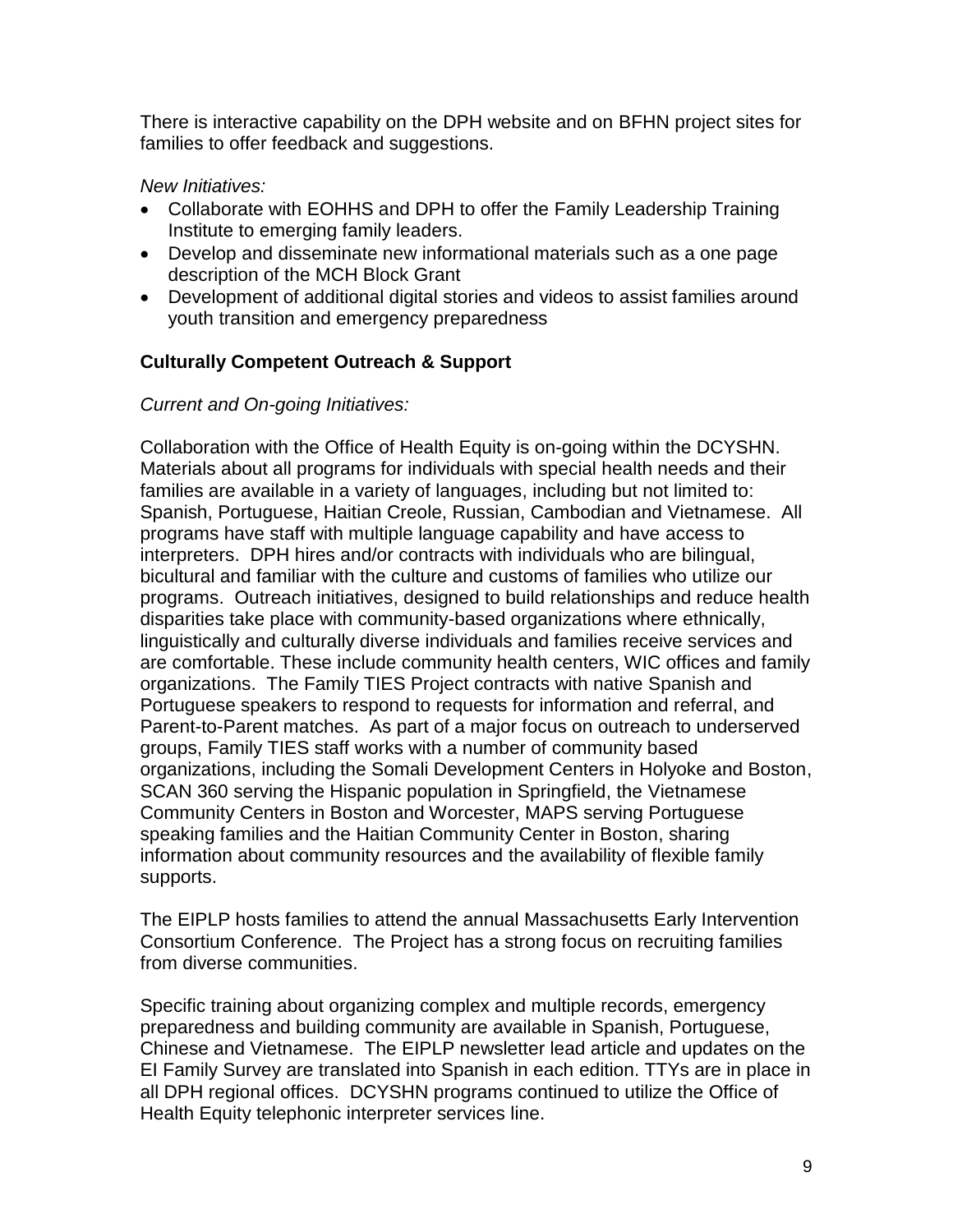There is interactive capability on the DPH website and on BFHN project sites for families to offer feedback and suggestions.

*New Initiatives:*

- Collaborate with EOHHS and DPH to offer the Family Leadership Training Institute to emerging family leaders.
- Develop and disseminate new informational materials such as a one page description of the MCH Block Grant
- Development of additional digital stories and videos to assist families around youth transition and emergency preparedness

**Culturally Competent Outreach & Support**

*Current and On-going Initiatives:*

Collaboration with the Office of Health Equity is on-going within the DCYSHN. Materials about all programs for individuals with special health needs and their families are available in a variety of languages, including but not limited to: Spanish, Portuguese, Haitian Creole, Russian, Cambodian and Vietnamese. All programs have staff with multiple language capability and have access to interpreters. DPH hires and/or contracts with individuals who are bilingual, bicultural and familiar with the culture and customs of families who utilize our programs. Outreach initiatives, designed to build relationships and reduce health disparities take place with community-based organizations where ethnically, linguistically and culturally diverse individuals and families receive services and are comfortable. These include community health centers, WIC offices and family organizations. The Family TIES Project contracts with native Spanish and Portuguese speakers to respond to requests for information and referral, and Parent-to-Parent matches. As part of a major focus on outreach to underserved groups, Family TIES staff works with a number of community based organizations, including the Somali Development Centers in Holyoke and Boston, SCAN 360 serving the Hispanic population in Springfield, the Vietnamese Community Centers in Boston and Worcester, MAPS serving Portuguese speaking families and the Haitian Community Center in Boston, sharing information about community resources and the availability of flexible family supports.

The EIPLP hosts families to attend the annual Massachusetts Early Intervention Consortium Conference. The Project has a strong focus on recruiting families from diverse communities.

Specific training about organizing complex and multiple records, emergency preparedness and building community are available in Spanish, Portuguese, Chinese and Vietnamese. The EIPLP newsletter lead article and updates on the EI Family Survey are translated into Spanish in each edition. TTYs are in place in all DPH regional offices. DCYSHN programs continued to utilize the Office of Health Equity telephonic interpreter services line.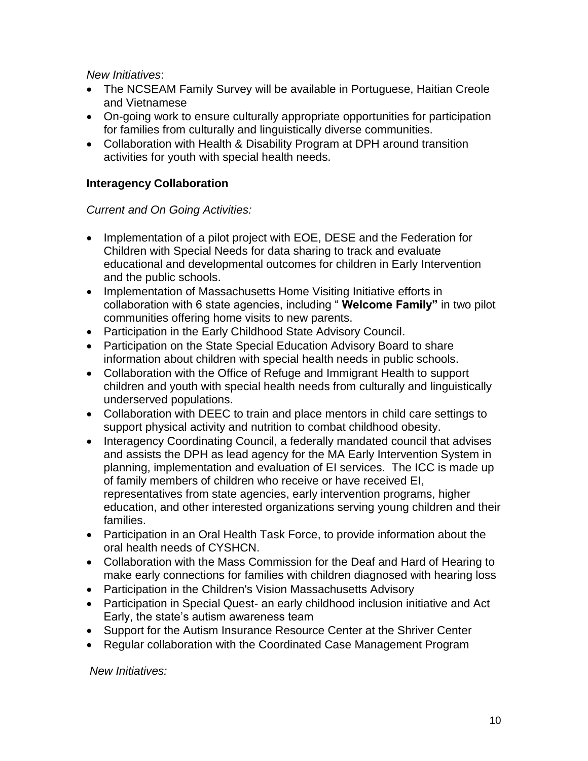*New Initiatives*:

- The NCSEAM Family Survey will be available in Portuguese, Haitian Creole and Vietnamese
- On-going work to ensure culturally appropriate opportunities for participation for families from culturally and linguistically diverse communities.
- Collaboration with Health & Disability Program at DPH around transition activities for youth with special health needs.

**Interagency Collaboration**

*Current and On Going Activities:*

- Implementation of a pilot project with EOE, DESE and the Federation for Children with Special Needs for data sharing to track and evaluate educational and developmental outcomes for children in Early Intervention and the public schools.
- Implementation of Massachusetts Home Visiting Initiative efforts in collaboration with 6 state agencies, including " **Welcome Family"** in two pilot communities offering home visits to new parents.
- Participation in the Early Childhood State Advisory Council.
- Participation on the State Special Education Advisory Board to share information about children with special health needs in public schools.
- Collaboration with the Office of Refuge and Immigrant Health to support children and youth with special health needs from culturally and linguistically underserved populations.
- Collaboration with DEEC to train and place mentors in child care settings to support physical activity and nutrition to combat childhood obesity.
- Interagency Coordinating Council, a federally mandated council that advises and assists the DPH as lead agency for the MA Early Intervention System in planning, implementation and evaluation of EI services. The ICC is made up of family members of children who receive or have received EI, representatives from state agencies, early intervention programs, higher education, and other interested organizations serving young children and their families.
- Participation in an Oral Health Task Force, to provide information about the oral health needs of CYSHCN.
- Collaboration with the Mass Commission for the Deaf and Hard of Hearing to make early connections for families with children diagnosed with hearing loss
- Participation in the Children's Vision Massachusetts Advisory
- Participation in Special Quest- an early childhood inclusion initiative and Act Early, the state's autism awareness team
- Support for the Autism Insurance Resource Center at the Shriver Center
- Regular collaboration with the Coordinated Case Management Program

*New Initiatives:*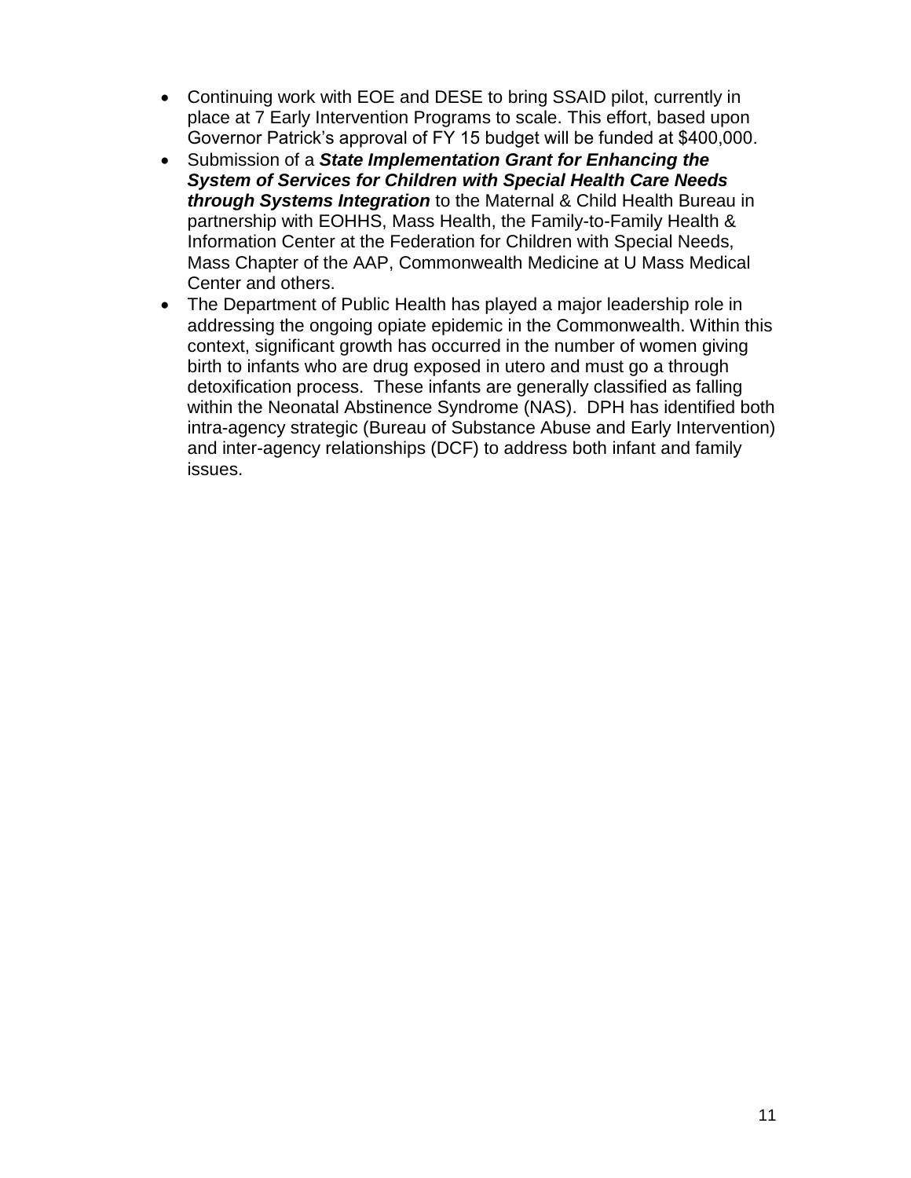- Continuing work with EOE and DESE to bring SSAID pilot, currently in place at 7 Early Intervention Programs to scale. This effort, based upon Governor Patrick's approval of FY 15 budget will be funded at $400,000.
- Submission of a ***State Implementation Grant for Enhancing the System of Services for Children with Special Health Care Needs through Systems Integration*** to the Maternal & Child Health Bureau in partnership with EOHHS, Mass Health, the Family-to-Family Health & Information Center at the Federation for Children with Special Needs, Mass Chapter of the AAP, Commonwealth Medicine at U Mass Medical Center and others.
- The Department of Public Health has played a major leadership role in addressing the ongoing opiate epidemic in the Commonwealth. Within this context, significant growth has occurred in the number of women giving birth to infants who are drug exposed in utero and must go a through detoxification process. These infants are generally classified as falling within the Neonatal Abstinence Syndrome (NAS). DPH has identified both intra-agency strategic (Bureau of Substance Abuse and Early Intervention) and inter-agency relationships (DCF) to address both infant and family issues.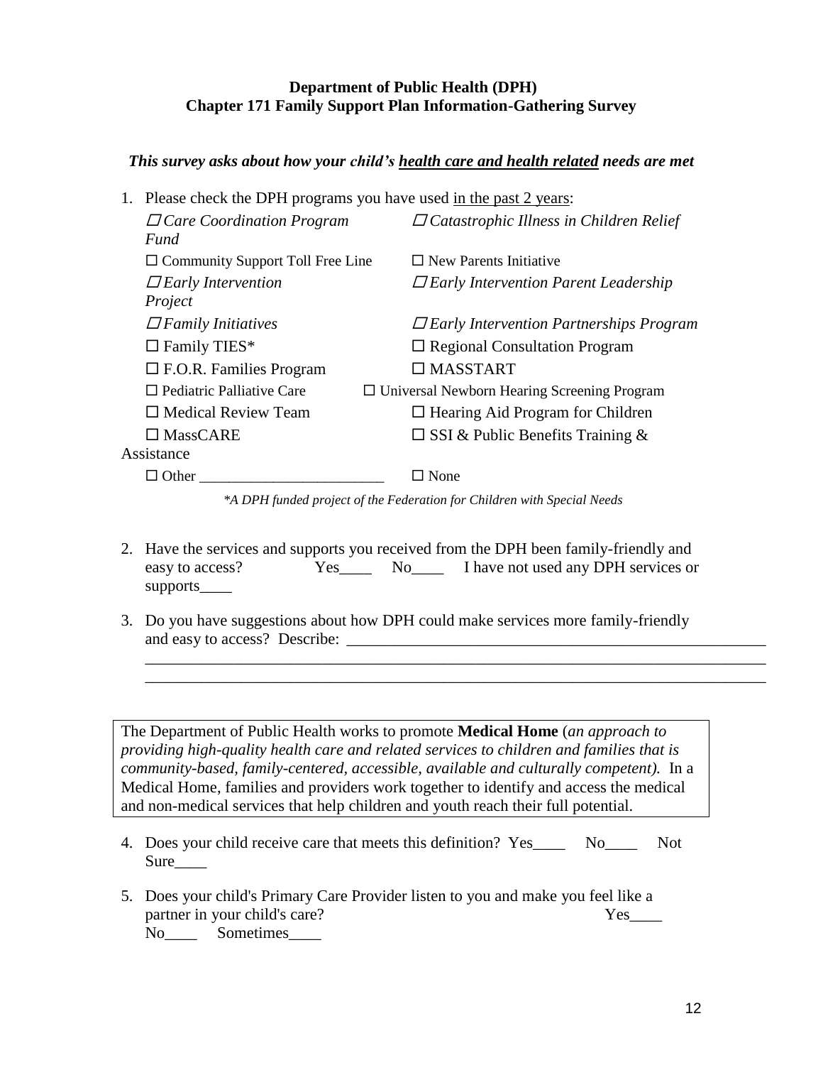**Department of Public Health (DPH)**
**Chapter 171 Family Support Plan Information-Gathering Survey**

***This survey asks about how your child's health care and health related needs are met***

1. Please check the DPH programs you have used in the past 2 years:

   ☐ *Care Coordination Program*
   ☐ *Catastrophic Illness in Children Relief Fund*
   ☐ Community Support Toll Free Line
   ☐ New Parents Initiative
   ☐ *Early Intervention Project*
   ☐ *Early Intervention Parent Leadership*
   ☐ *Family Initiatives*
   ☐ *Early Intervention Partnerships Program*
   ☐ Family TIES*
   ☐ Regional Consultation Program
   ☐ F.O.R. Families Program
   ☐ MASSTART
   ☐ Pediatric Palliative Care
   ☐ Universal Newborn Hearing Screening Program
   ☐ Medical Review Team
   ☐ Hearing Aid Program for Children
   ☐ MassCARE
   ☐ SSI & Public Benefits Training & Assistance
   ☐ Other ________________________
   ☐ None

   *\*A DPH funded project of the Federation for Children with Special Needs*

2. Have the services and supports you received from the DPH been family-friendly and easy to access? Yes____ No____ I have not used any DPH services or supports____

3. Do you have suggestions about how DPH could make services more family-friendly and easy to access? Describe: ____________________________________________________
   ____________________________________________________________________________
   ____________________________________________________________________________

> The Department of Public Health works to promote **Medical Home** (*an approach to providing high-quality health care and related services to children and families that is community-based, family-centered, accessible, available and culturally competent).* In a Medical Home, families and providers work together to identify and access the medical and non-medical services that help children and youth reach their full potential.

4. Does your child receive care that meets this definition? Yes____ No____ Not Sure____

5. Does your child's Primary Care Provider listen to you and make you feel like a partner in your child's care? Yes____ No____ Sometimes____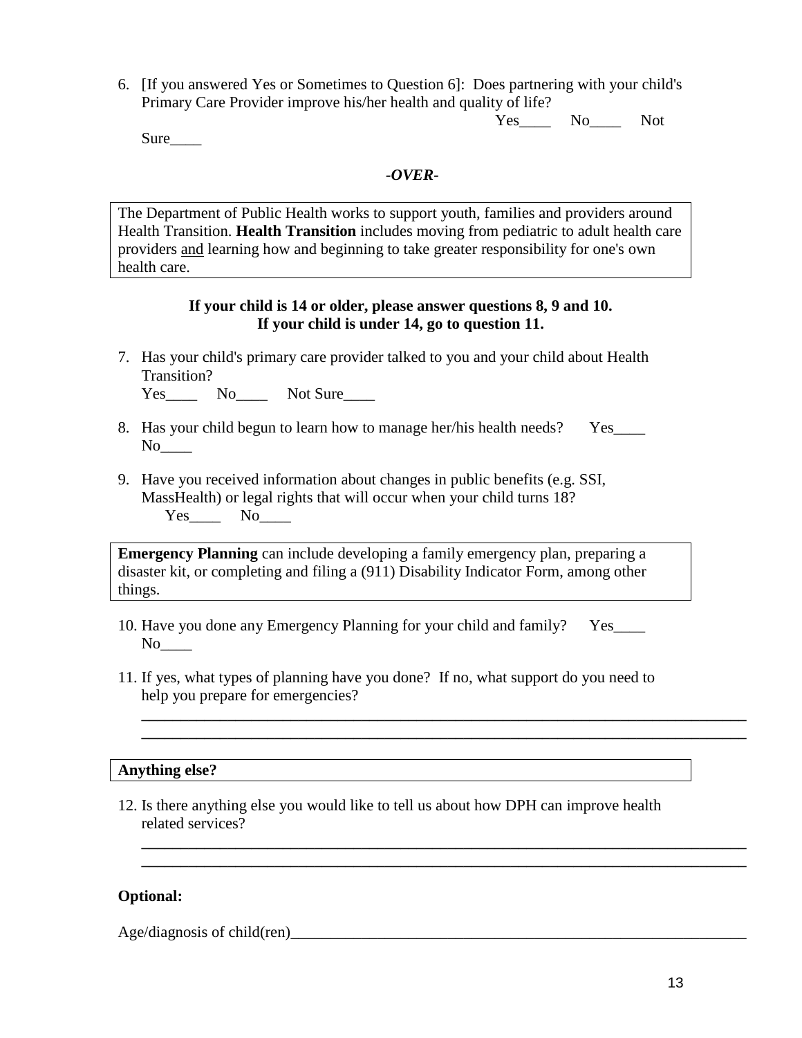6. [If you answered Yes or Sometimes to Question 6]: Does partnering with your child's Primary Care Provider improve his/her health and quality of life?
   Yes____ No____ Not Sure____

***-OVER-***

The Department of Public Health works to support youth, families and providers around Health Transition. **Health Transition** includes moving from pediatric to adult health care providers <u>and</u> learning how and beginning to take greater responsibility for one's own health care.

**If your child is 14 or older, please answer questions 8, 9 and 10.**
**If your child is under 14, go to question 11.**

7. Has your child's primary care provider talked to you and your child about Health Transition?
   Yes____ No____ Not Sure____

8. Has your child begun to learn how to manage her/his health needs? Yes____ No____

9. Have you received information about changes in public benefits (e.g. SSI, MassHealth) or legal rights that will occur when your child turns 18?
   Yes____ No____

**Emergency Planning** can include developing a family emergency plan, preparing a disaster kit, or completing and filing a (911) Disability Indicator Form, among other things.

10. Have you done any Emergency Planning for your child and family? Yes____ No____

11. If yes, what types of planning have you done? If no, what support do you need to help you prepare for emergencies?
    ________________________________________________________________________
    ________________________________________________________________________

**Anything else?**

12. Is there anything else you would like to tell us about how DPH can improve health related services?
    ________________________________________________________________________
    ________________________________________________________________________

**Optional:**

Age/diagnosis of child(ren)________________________________________________________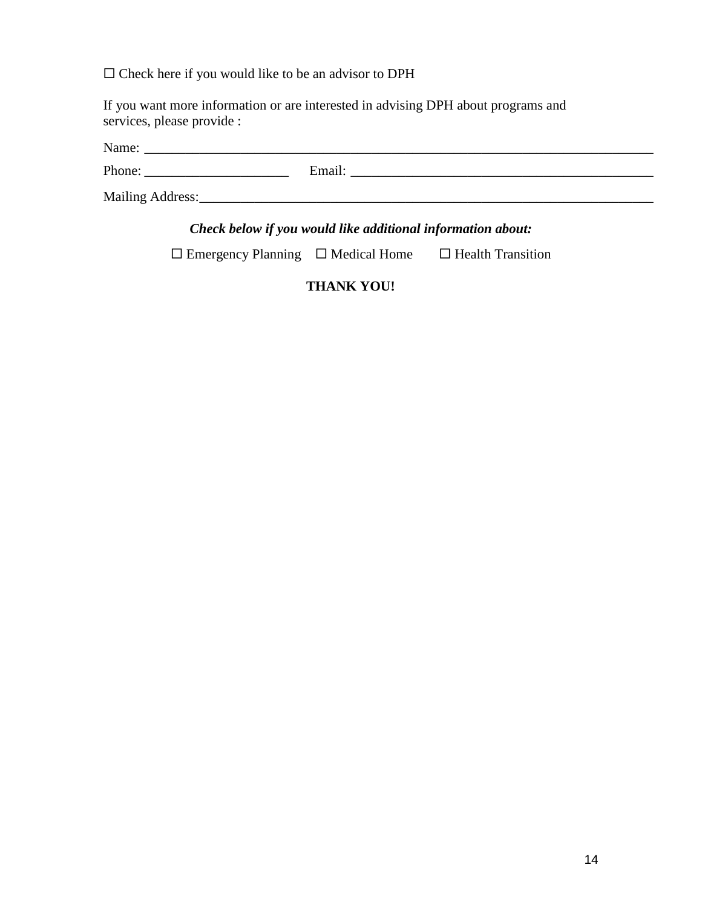☐ Check here if you would like to be an advisor to DPH

If you want more information or are interested in advising DPH about programs and services, please provide :

Name: ___________________________________________________________________________

Phone: _____________________ Email: _____________________________________________

Mailing Address:_____________________________________________________________________

***Check below if you would like additional information about:***

☐ Emergency Planning ☐ Medical Home ☐ Health Transition

**THANK YOU!**